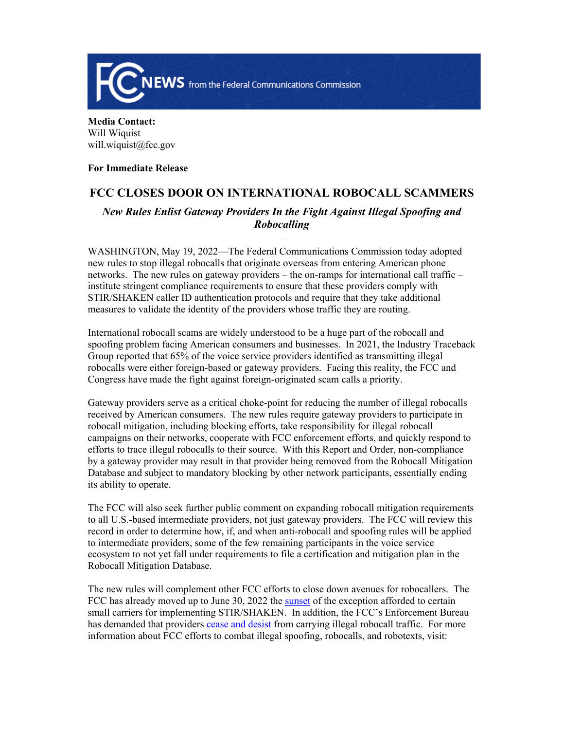FCC NEWS from the Federal Communications Commission

**Media Contact:**
Will Wiquist
will.wiquist@fcc.gov

**For Immediate Release**

# FCC CLOSES DOOR ON INTERNATIONAL ROBOCALL SCAMMERS

## *New Rules Enlist Gateway Providers In the Fight Against Illegal Spoofing and Robocalling*

WASHINGTON, May 19, 2022—The Federal Communications Commission today adopted new rules to stop illegal robocalls that originate overseas from entering American phone networks. The new rules on gateway providers – the on-ramps for international call traffic – institute stringent compliance requirements to ensure that these providers comply with STIR/SHAKEN caller ID authentication protocols and require that they take additional measures to validate the identity of the providers whose traffic they are routing.

International robocall scams are widely understood to be a huge part of the robocall and spoofing problem facing American consumers and businesses. In 2021, the Industry Traceback Group reported that 65% of the voice service providers identified as transmitting illegal robocalls were either foreign-based or gateway providers. Facing this reality, the FCC and Congress have made the fight against foreign-originated scam calls a priority.

Gateway providers serve as a critical choke-point for reducing the number of illegal robocalls received by American consumers. The new rules require gateway providers to participate in robocall mitigation, including blocking efforts, take responsibility for illegal robocall campaigns on their networks, cooperate with FCC enforcement efforts, and quickly respond to efforts to trace illegal robocalls to their source. With this Report and Order, non-compliance by a gateway provider may result in that provider being removed from the Robocall Mitigation Database and subject to mandatory blocking by other network participants, essentially ending its ability to operate.

The FCC will also seek further public comment on expanding robocall mitigation requirements to all U.S.-based intermediate providers, not just gateway providers. The FCC will review this record in order to determine how, if, and when anti-robocall and spoofing rules will be applied to intermediate providers, some of the few remaining participants in the voice service ecosystem to not yet fall under requirements to file a certification and mitigation plan in the Robocall Mitigation Database.

The new rules will complement other FCC efforts to close down avenues for robocallers. The FCC has already moved up to June 30, 2022 the sunset of the exception afforded to certain small carriers for implementing STIR/SHAKEN. In addition, the FCC's Enforcement Bureau has demanded that providers cease and desist from carrying illegal robocall traffic. For more information about FCC efforts to combat illegal spoofing, robocalls, and robotexts, visit: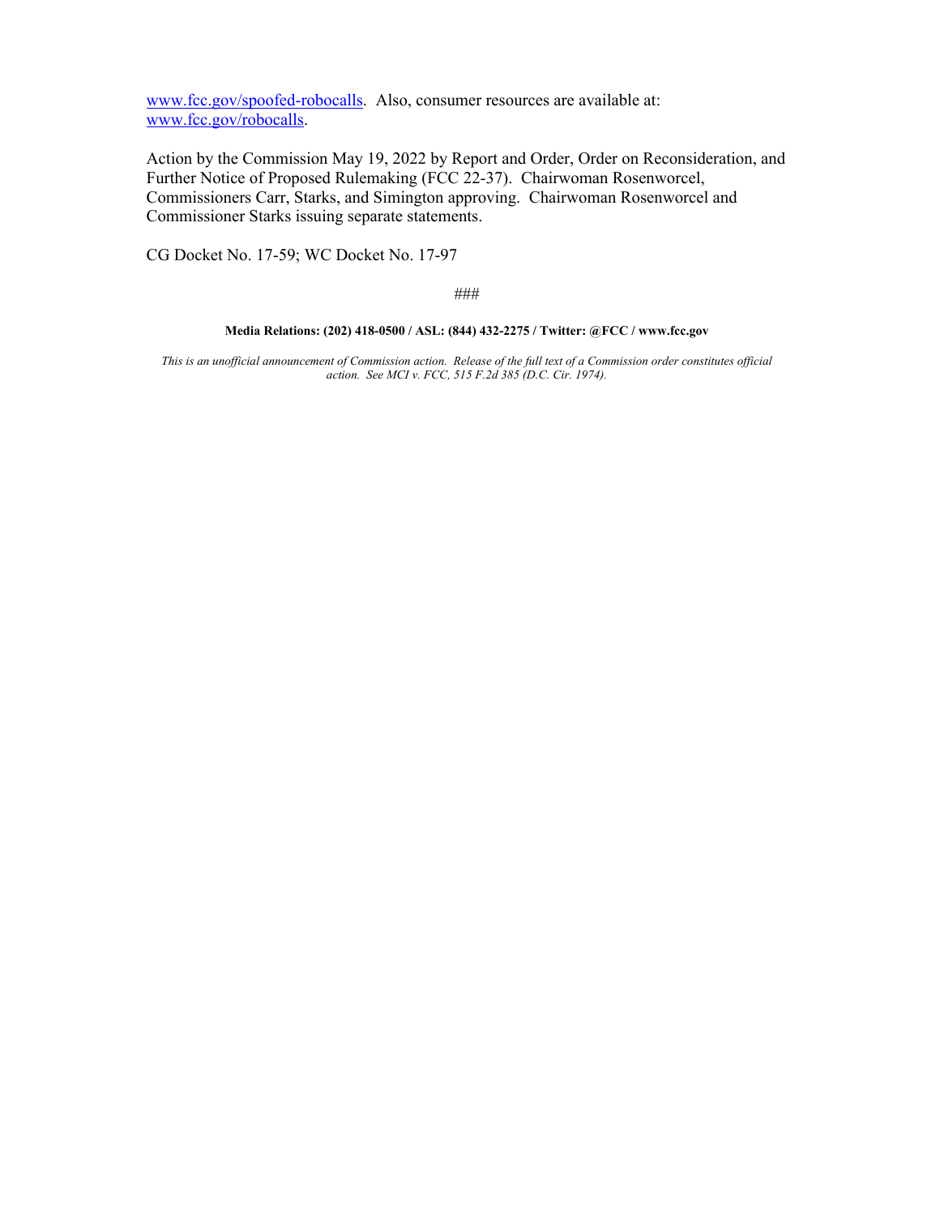www.fcc.gov/spoofed-robocalls. Also, consumer resources are available at: www.fcc.gov/robocalls.

Action by the Commission May 19, 2022 by Report and Order, Order on Reconsideration, and Further Notice of Proposed Rulemaking (FCC 22-37). Chairwoman Rosenworcel, Commissioners Carr, Starks, and Simington approving. Chairwoman Rosenworcel and Commissioner Starks issuing separate statements.

CG Docket No. 17-59; WC Docket No. 17-97

###

**Media Relations: (202) 418-0500 / ASL: (844) 432-2275 / Twitter: @FCC / www.fcc.gov**

*This is an unofficial announcement of Commission action. Release of the full text of a Commission order constitutes official action. See MCI v. FCC, 515 F.2d 385 (D.C. Cir. 1974).*